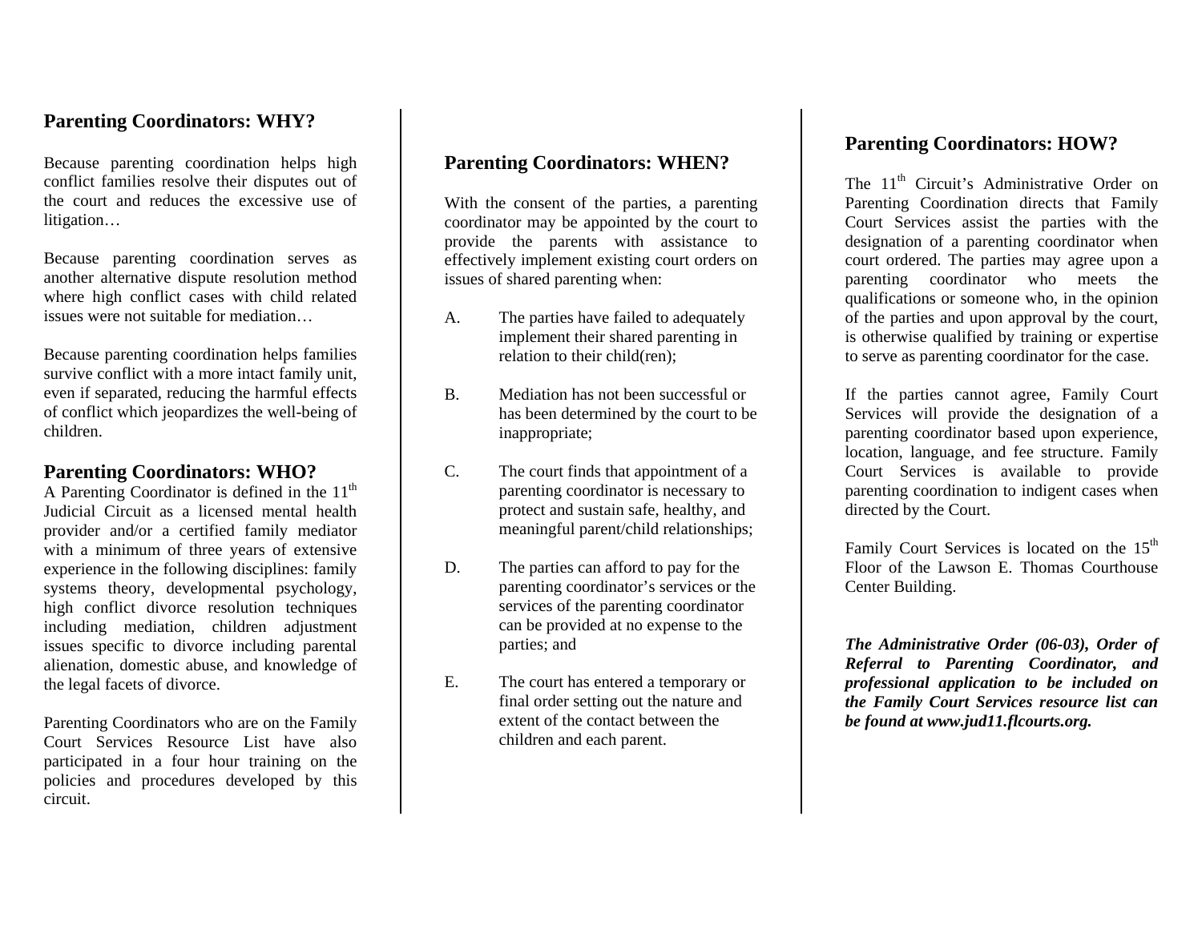## Parenting Coordinators: WHY?

Because parenting coordination helps high conflict families resolve their disputes out of the court and reduces the excessive use of litigation…

Because parenting coordination serves as another alternative dispute resolution method where high conflict cases with child related issues were not suitable for mediation…

Because parenting coordination helps families survive conflict with a more intact family unit, even if separated, reducing the harmful effects of conflict which jeopardizes the well-being of children.

## Parenting Coordinators: WHO?

A Parenting Coordinator is defined in the 11th Judicial Circuit as a licensed mental health provider and/or a certified family mediator with a minimum of three years of extensive experience in the following disciplines: family systems theory, developmental psychology, high conflict divorce resolution techniques including mediation, children adjustment issues specific to divorce including parental alienation, domestic abuse, and knowledge of the legal facets of divorce.

Parenting Coordinators who are on the Family Court Services Resource List have also participated in a four hour training on the policies and procedures developed by this circuit.

## Parenting Coordinators: WHEN?

With the consent of the parties, a parenting coordinator may be appointed by the court to provide the parents with assistance to effectively implement existing court orders on issues of shared parenting when:

A. The parties have failed to adequately implement their shared parenting in relation to their child(ren);

B. Mediation has not been successful or has been determined by the court to be inappropriate;

C. The court finds that appointment of a parenting coordinator is necessary to protect and sustain safe, healthy, and meaningful parent/child relationships;

D. The parties can afford to pay for the parenting coordinator's services or the services of the parenting coordinator can be provided at no expense to the parties; and

E. The court has entered a temporary or final order setting out the nature and extent of the contact between the children and each parent.

## Parenting Coordinators: HOW?

The 11th Circuit's Administrative Order on Parenting Coordination directs that Family Court Services assist the parties with the designation of a parenting coordinator when court ordered. The parties may agree upon a parenting coordinator who meets the qualifications or someone who, in the opinion of the parties and upon approval by the court, is otherwise qualified by training or expertise to serve as parenting coordinator for the case.

If the parties cannot agree, Family Court Services will provide the designation of a parenting coordinator based upon experience, location, language, and fee structure. Family Court Services is available to provide parenting coordination to indigent cases when directed by the Court.

Family Court Services is located on the 15th Floor of the Lawson E. Thomas Courthouse Center Building.

***The Administrative Order (06-03), Order of Referral to Parenting Coordinator, and professional application to be included on the Family Court Services resource list can be found at www.jud11.flcourts.org.***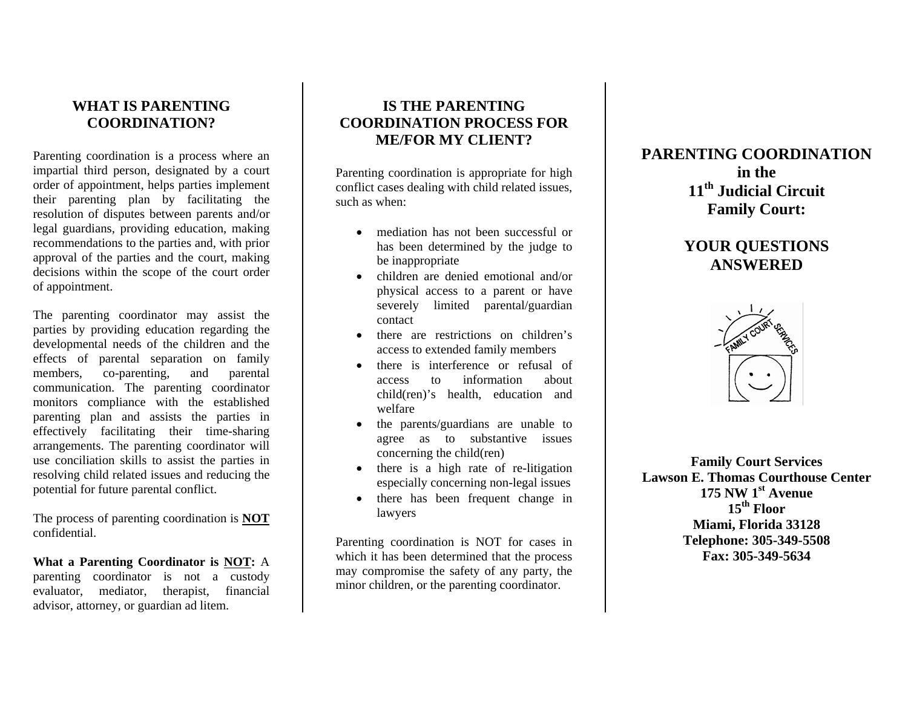## WHAT IS PARENTING COORDINATION?

Parenting coordination is a process where an impartial third person, designated by a court order of appointment, helps parties implement their parenting plan by facilitating the resolution of disputes between parents and/or legal guardians, providing education, making recommendations to the parties and, with prior approval of the parties and the court, making decisions within the scope of the court order of appointment.

The parenting coordinator may assist the parties by providing education regarding the developmental needs of the children and the effects of parental separation on family members, co-parenting, and parental communication. The parenting coordinator monitors compliance with the established parenting plan and assists the parties in effectively facilitating their time-sharing arrangements. The parenting coordinator will use conciliation skills to assist the parties in resolving child related issues and reducing the potential for future parental conflict.

The process of parenting coordination is **NOT** confidential.

**What a Parenting Coordinator is NOT:** A parenting coordinator is not a custody evaluator, mediator, therapist, financial advisor, attorney, or guardian ad litem.

## IS THE PARENTING COORDINATION PROCESS FOR ME/FOR MY CLIENT?

Parenting coordination is appropriate for high conflict cases dealing with child related issues, such as when:

- mediation has not been successful or has been determined by the judge to be inappropriate
- children are denied emotional and/or physical access to a parent or have severely limited parental/guardian contact
- there are restrictions on children's access to extended family members
- there is interference or refusal of access to information about child(ren)'s health, education and welfare
- the parents/guardians are unable to agree as to substantive issues concerning the child(ren)
- there is a high rate of re-litigation especially concerning non-legal issues
- there has been frequent change in lawyers

Parenting coordination is NOT for cases in which it has been determined that the process may compromise the safety of any party, the minor children, or the parenting coordinator.

# PARENTING COORDINATION in the 11th Judicial Circuit Family Court:

# YOUR QUESTIONS ANSWERED

FAMILY COURT SERVICES

**Family Court Services**
**Lawson E. Thomas Courthouse Center**
**175 NW 1st Avenue**
**15th Floor**
**Miami, Florida 33128**
**Telephone: 305-349-5508**
**Fax: 305-349-5634**